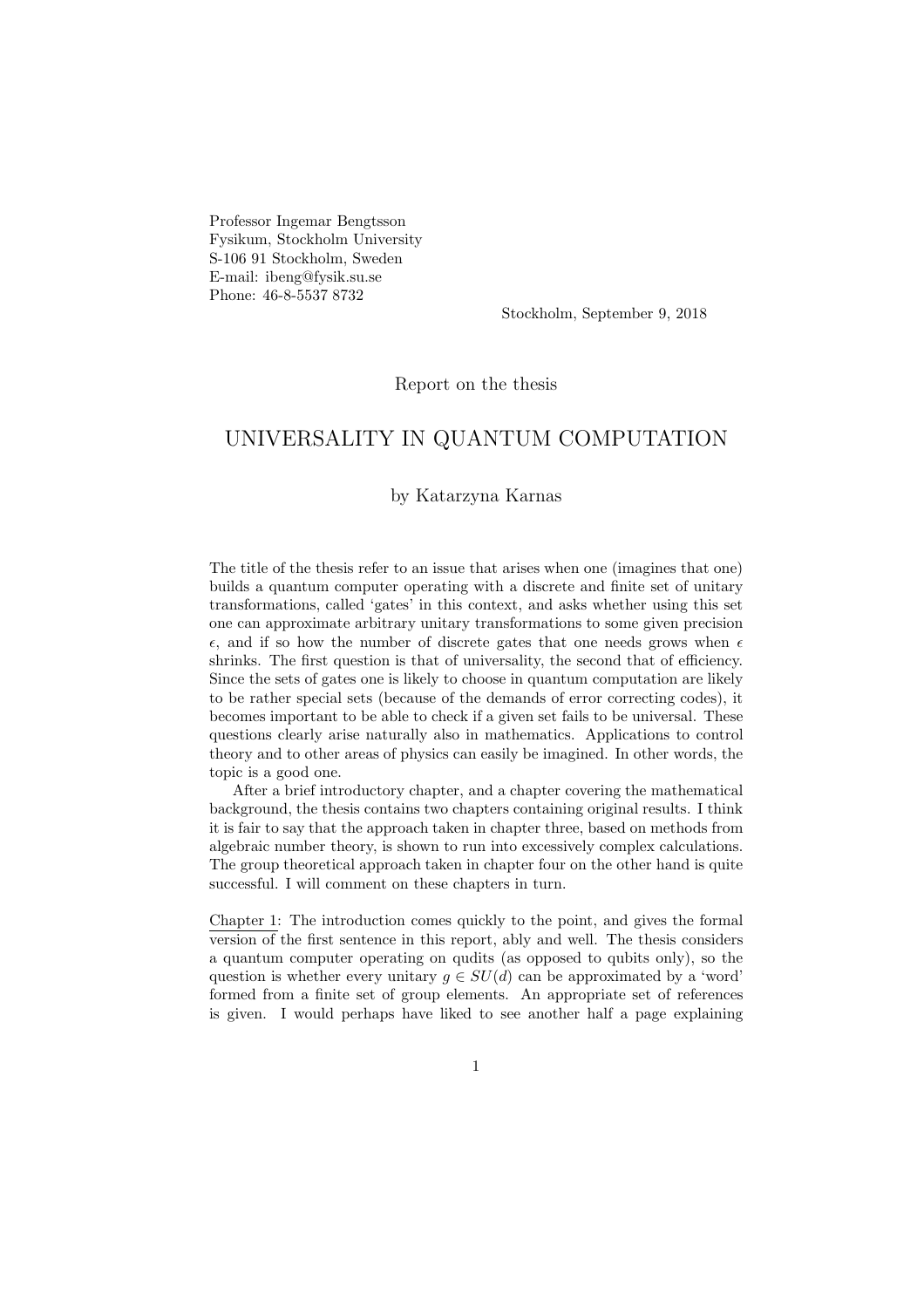Professor Ingemar Bengtsson
Fysikum, Stockholm University
S-106 91 Stockholm, Sweden
E-mail: ibeng@fysik.su.se
Phone: 46-8-5537 8732

Stockholm, September 9, 2018

Report on the thesis

# UNIVERSALITY IN QUANTUM COMPUTATION

by Katarzyna Karnas

The title of the thesis refer to an issue that arises when one (imagines that one) builds a quantum computer operating with a discrete and finite set of unitary transformations, called 'gates' in this context, and asks whether using this set one can approximate arbitrary unitary transformations to some given precision $\epsilon$, and if so how the number of discrete gates that one needs grows when $\epsilon$ shrinks. The first question is that of universality, the second that of efficiency. Since the sets of gates one is likely to choose in quantum computation are likely to be rather special sets (because of the demands of error correcting codes), it becomes important to be able to check if a given set fails to be universal. These questions clearly arise naturally also in mathematics. Applications to control theory and to other areas of physics can easily be imagined. In other words, the topic is a good one.

After a brief introductory chapter, and a chapter covering the mathematical background, the thesis contains two chapters containing original results. I think it is fair to say that the approach taken in chapter three, based on methods from algebraic number theory, is shown to run into excessively complex calculations. The group theoretical approach taken in chapter four on the other hand is quite successful. I will comment on these chapters in turn.

Chapter 1: The introduction comes quickly to the point, and gives the formal version of the first sentence in this report, ably and well. The thesis considers a quantum computer operating on qudits (as opposed to qubits only), so the question is whether every unitary $g \in SU(d)$ can be approximated by a 'word' formed from a finite set of group elements. An appropriate set of references is given. I would perhaps have liked to see another half a page explaining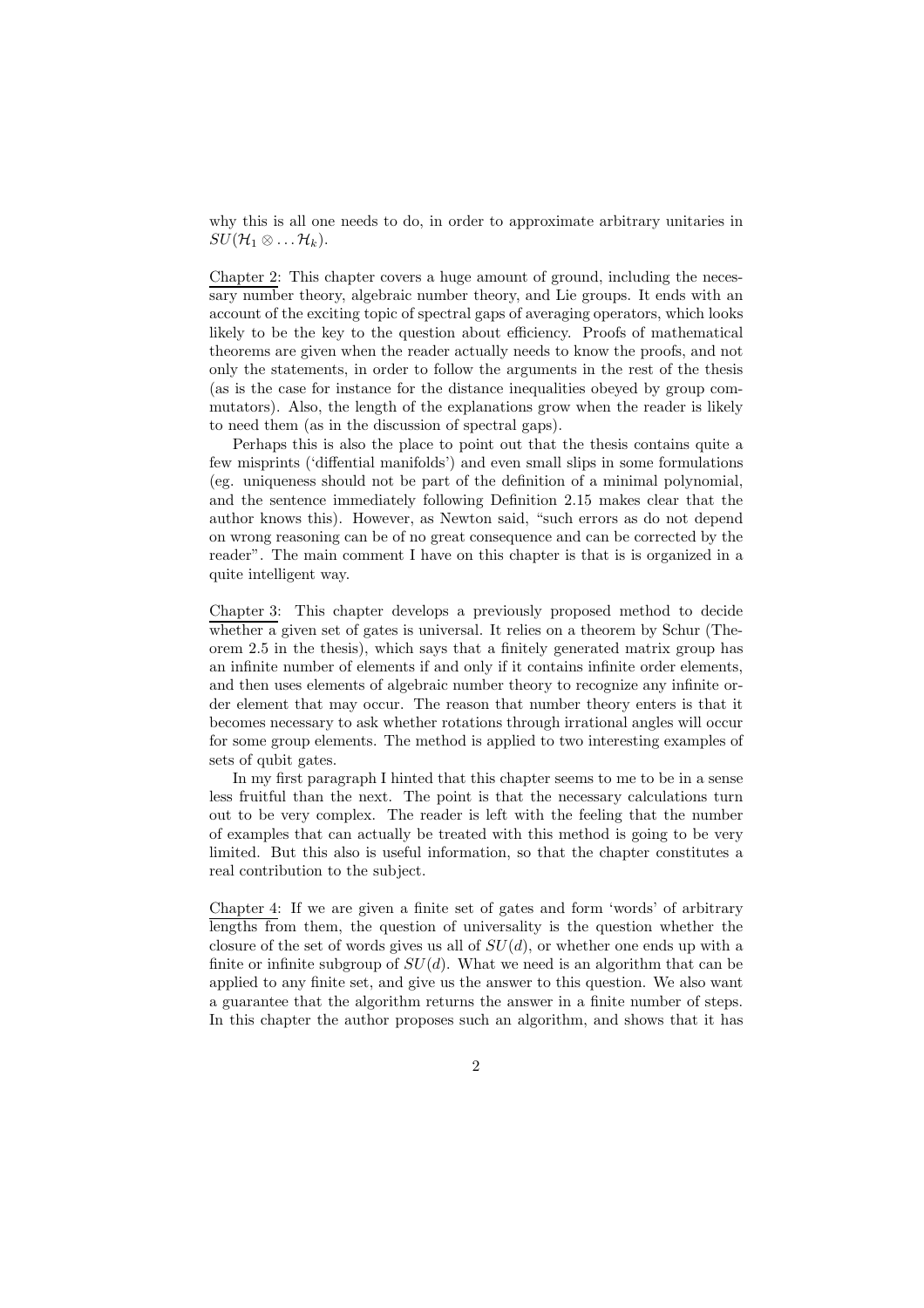why this is all one needs to do, in order to approximate arbitrary unitaries in $SU(\mathcal{H}_1 \otimes \ldots \mathcal{H}_k)$.

Chapter 2: This chapter covers a huge amount of ground, including the necessary number theory, algebraic number theory, and Lie groups. It ends with an account of the exciting topic of spectral gaps of averaging operators, which looks likely to be the key to the question about efficiency. Proofs of mathematical theorems are given when the reader actually needs to know the proofs, and not only the statements, in order to follow the arguments in the rest of the thesis (as is the case for instance for the distance inequalities obeyed by group commutators). Also, the length of the explanations grow when the reader is likely to need them (as in the discussion of spectral gaps).

Perhaps this is also the place to point out that the thesis contains quite a few misprints ('diffential manifolds') and even small slips in some formulations (eg. uniqueness should not be part of the definition of a minimal polynomial, and the sentence immediately following Definition 2.15 makes clear that the author knows this). However, as Newton said, "such errors as do not depend on wrong reasoning can be of no great consequence and can be corrected by the reader". The main comment I have on this chapter is that is is organized in a quite intelligent way.

Chapter 3: This chapter develops a previously proposed method to decide whether a given set of gates is universal. It relies on a theorem by Schur (Theorem 2.5 in the thesis), which says that a finitely generated matrix group has an infinite number of elements if and only if it contains infinite order elements, and then uses elements of algebraic number theory to recognize any infinite order element that may occur. The reason that number theory enters is that it becomes necessary to ask whether rotations through irrational angles will occur for some group elements. The method is applied to two interesting examples of sets of qubit gates.

In my first paragraph I hinted that this chapter seems to me to be in a sense less fruitful than the next. The point is that the necessary calculations turn out to be very complex. The reader is left with the feeling that the number of examples that can actually be treated with this method is going to be very limited. But this also is useful information, so that the chapter constitutes a real contribution to the subject.

Chapter 4: If we are given a finite set of gates and form 'words' of arbitrary lengths from them, the question of universality is the question whether the closure of the set of words gives us all of $SU(d)$, or whether one ends up with a finite or infinite subgroup of $SU(d)$. What we need is an algorithm that can be applied to any finite set, and give us the answer to this question. We also want a guarantee that the algorithm returns the answer in a finite number of steps. In this chapter the author proposes such an algorithm, and shows that it has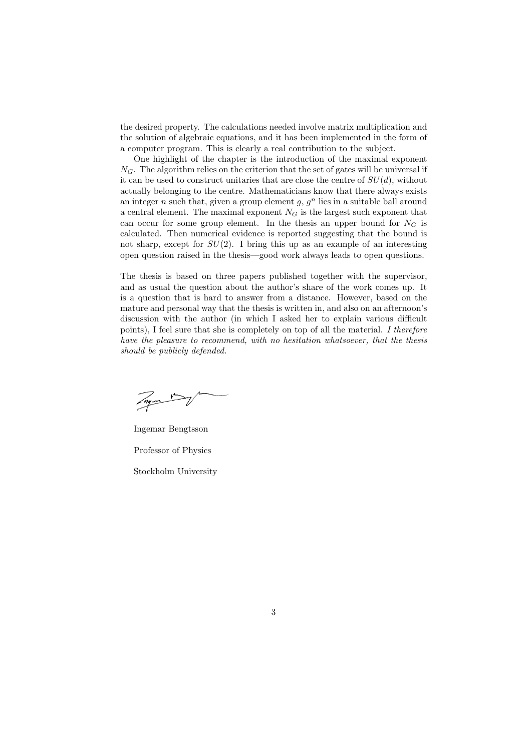the desired property. The calculations needed involve matrix multiplication and the solution of algebraic equations, and it has been implemented in the form of a computer program. This is clearly a real contribution to the subject.

One highlight of the chapter is the introduction of the maximal exponent $N_G$. The algorithm relies on the criterion that the set of gates will be universal if it can be used to construct unitaries that are close the centre of $SU(d)$, without actually belonging to the centre. Mathematicians know that there always exists an integer $n$ such that, given a group element $g$, $g^n$ lies in a suitable ball around a central element. The maximal exponent $N_G$ is the largest such exponent that can occur for some group element. In the thesis an upper bound for $N_G$ is calculated. Then numerical evidence is reported suggesting that the bound is not sharp, except for $SU(2)$. I bring this up as an example of an interesting open question raised in the thesis—good work always leads to open questions.

The thesis is based on three papers published together with the supervisor, and as usual the question about the author's share of the work comes up. It is a question that is hard to answer from a distance. However, based on the mature and personal way that the thesis is written in, and also on an afternoon's discussion with the author (in which I asked her to explain various difficult points), I feel sure that she is completely on top of all the material. *I therefore have the pleasure to recommend, with no hesitation whatsoever, that the thesis should be publicly defended.*

Ingemar Bengtsson

Professor of Physics

Stockholm University